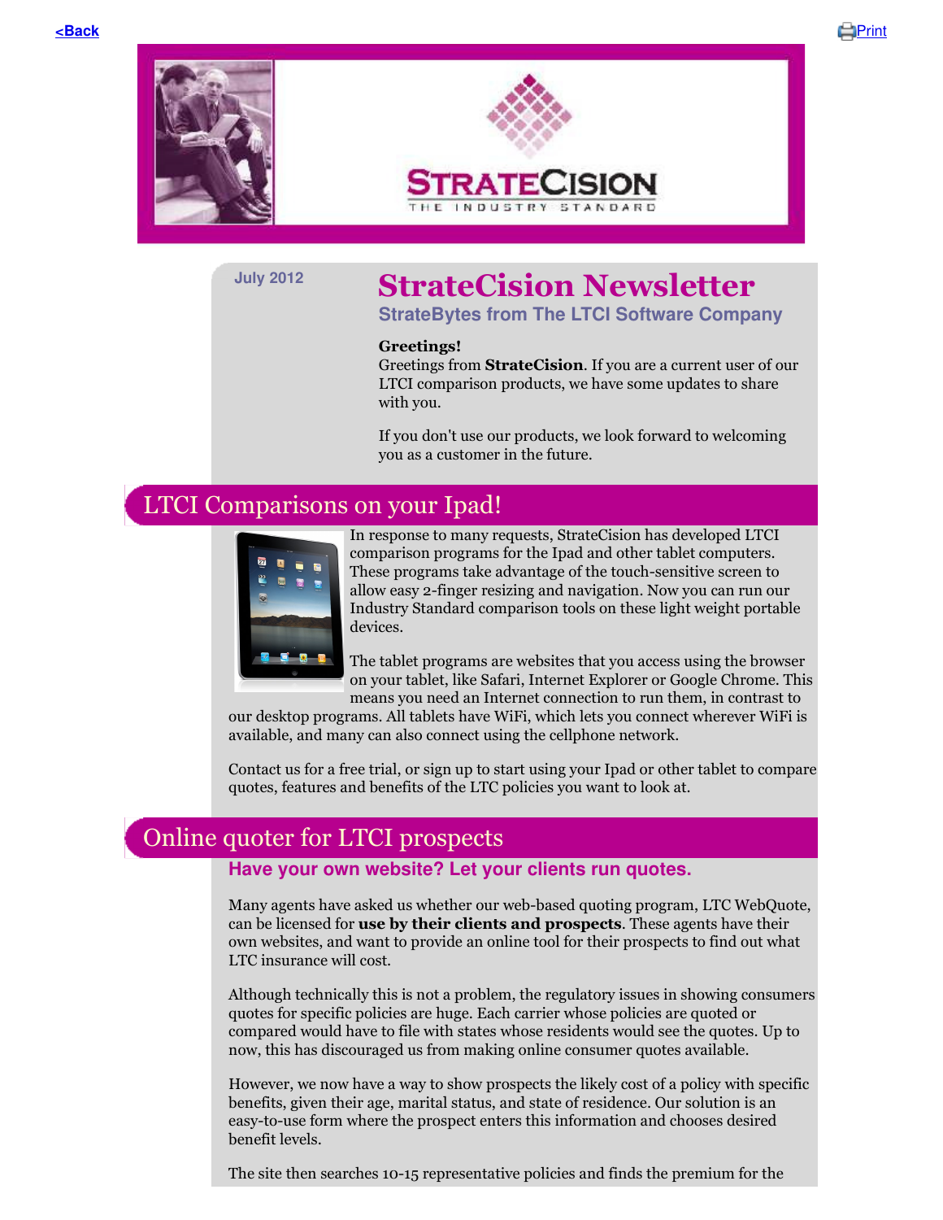<Back

Print

STRATECISION

THE INDUSTRY STANDARD

July 2012

# StrateCision Newsletter

### StrateBytes from The LTCI Software Company

**Greetings!**
Greetings from **StrateCision**. If you are a current user of our LTCI comparison products, we have some updates to share with you.

If you don't use our products, we look forward to welcoming you as a customer in the future.

## LTCI Comparisons on your Ipad!

In response to many requests, StrateCision has developed LTCI comparison programs for the Ipad and other tablet computers. These programs take advantage of the touch-sensitive screen to allow easy 2-finger resizing and navigation. Now you can run our Industry Standard comparison tools on these light weight portable devices.

The tablet programs are websites that you access using the browser on your tablet, like Safari, Internet Explorer or Google Chrome. This means you need an Internet connection to run them, in contrast to our desktop programs. All tablets have WiFi, which lets you connect wherever WiFi is available, and many can also connect using the cellphone network.

Contact us for a free trial, or sign up to start using your Ipad or other tablet to compare quotes, features and benefits of the LTC policies you want to look at.

## Online quoter for LTCI prospects

### Have your own website? Let your clients run quotes.

Many agents have asked us whether our web-based quoting program, LTC WebQuote, can be licensed for **use by their clients and prospects**. These agents have their own websites, and want to provide an online tool for their prospects to find out what LTC insurance will cost.

Although technically this is not a problem, the regulatory issues in showing consumers quotes for specific policies are huge. Each carrier whose policies are quoted or compared would have to file with states whose residents would see the quotes. Up to now, this has discouraged us from making online consumer quotes available.

However, we now have a way to show prospects the likely cost of a policy with specific benefits, given their age, marital status, and state of residence. Our solution is an easy-to-use form where the prospect enters this information and chooses desired benefit levels.

The site then searches 10-15 representative policies and finds the premium for the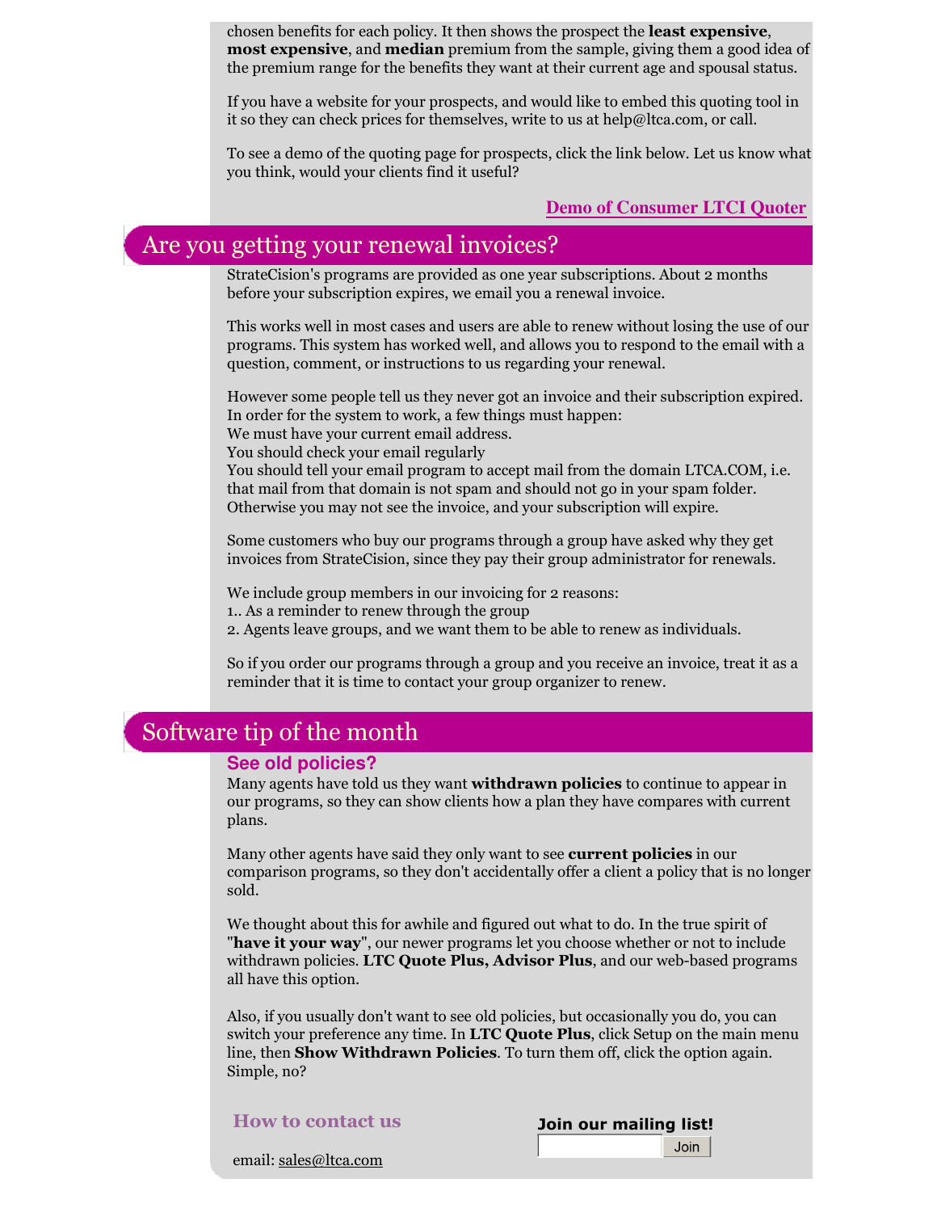chosen benefits for each policy. It then shows the prospect the **least expensive**, **most expensive**, and **median** premium from the sample, giving them a good idea of the premium range for the benefits they want at their current age and spousal status.

If you have a website for your prospects, and would like to embed this quoting tool in it so they can check prices for themselves, write to us at help@ltca.com, or call.

To see a demo of the quoting page for prospects, click the link below. Let us know what you think, would your clients find it useful?

**Demo of Consumer LTCI Quoter**

## Are you getting your renewal invoices?

StrateCision's programs are provided as one year subscriptions. About 2 months before your subscription expires, we email you a renewal invoice.

This works well in most cases and users are able to renew without losing the use of our programs. This system has worked well, and allows you to respond to the email with a question, comment, or instructions to us regarding your renewal.

However some people tell us they never got an invoice and their subscription expired. In order for the system to work, a few things must happen:
We must have your current email address.
You should check your email regularly
You should tell your email program to accept mail from the domain LTCA.COM, i.e. that mail from that domain is not spam and should not go in your spam folder. Otherwise you may not see the invoice, and your subscription will expire.

Some customers who buy our programs through a group have asked why they get invoices from StrateCision, since they pay their group administrator for renewals.

We include group members in our invoicing for 2 reasons:
1.. As a reminder to renew through the group
2. Agents leave groups, and we want them to be able to renew as individuals.

So if you order our programs through a group and you receive an invoice, treat it as a reminder that it is time to contact your group organizer to renew.

## Software tip of the month

### See old policies?

Many agents have told us they want **withdrawn policies** to continue to appear in our programs, so they can show clients how a plan they have compares with current plans.

Many other agents have said they only want to see **current policies** in our comparison programs, so they don't accidentally offer a client a policy that is no longer sold.

We thought about this for awhile and figured out what to do. In the true spirit of "**have it your way**", our newer programs let you choose whether or not to include withdrawn policies. **LTC Quote Plus, Advisor Plus**, and our web-based programs all have this option.

Also, if you usually don't want to see old policies, but occasionally you do, you can switch your preference any time. In **LTC Quote Plus**, click Setup on the main menu line, then **Show Withdrawn Policies**. To turn them off, click the option again. Simple, no?

### How to contact us

email: sales@ltca.com

**Join our mailing list!**

Join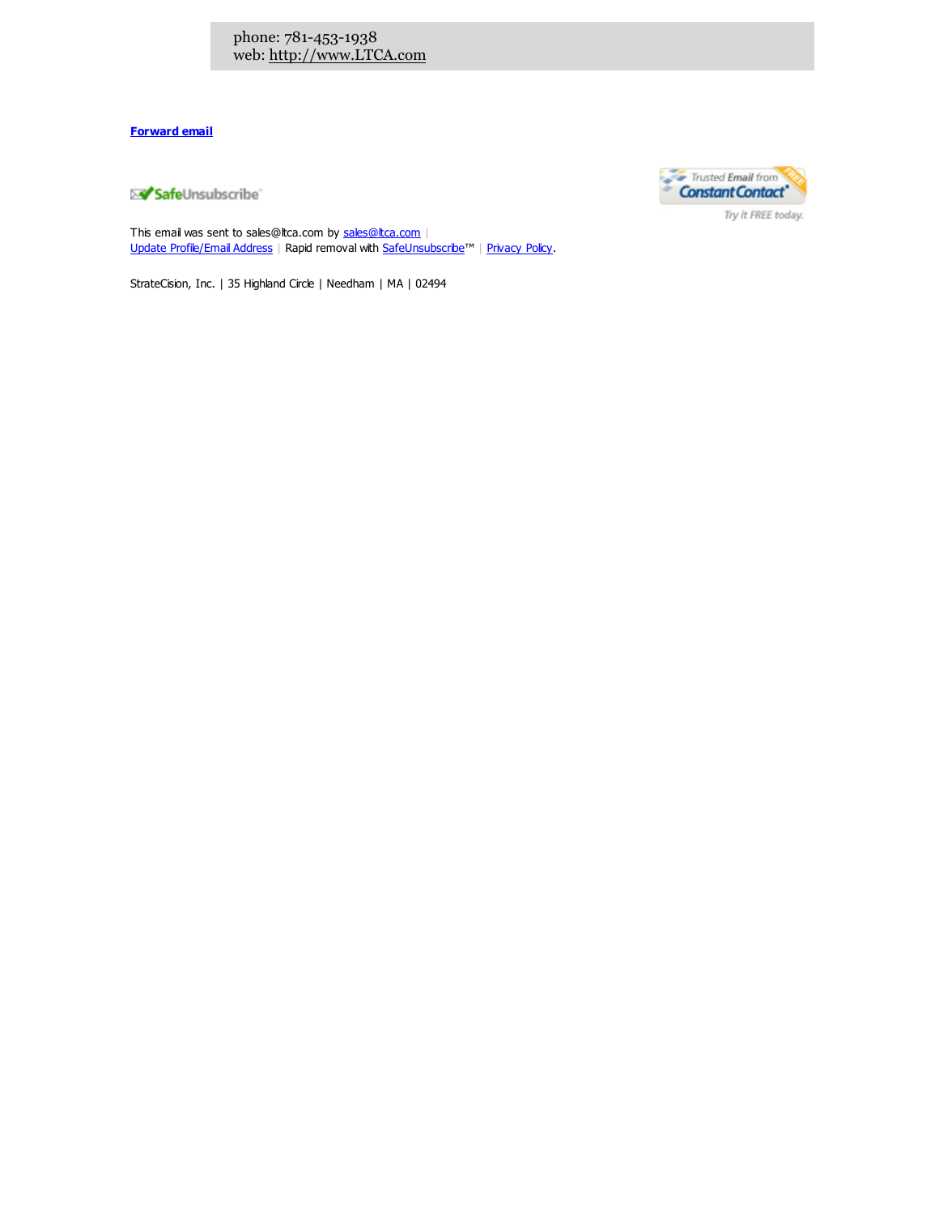phone: 781-453-1938
web: http://www.LTCA.com

**Forward email**

SafeUnsubscribe

Trusted Email from Constant Contact
Try it FREE today.

This email was sent to sales@ltca.com by sales@ltca.com |
Update Profile/Email Address | Rapid removal with SafeUnsubscribe™ | Privacy Policy.

StrateCision, Inc. | 35 Highland Circle | Needham | MA | 02494